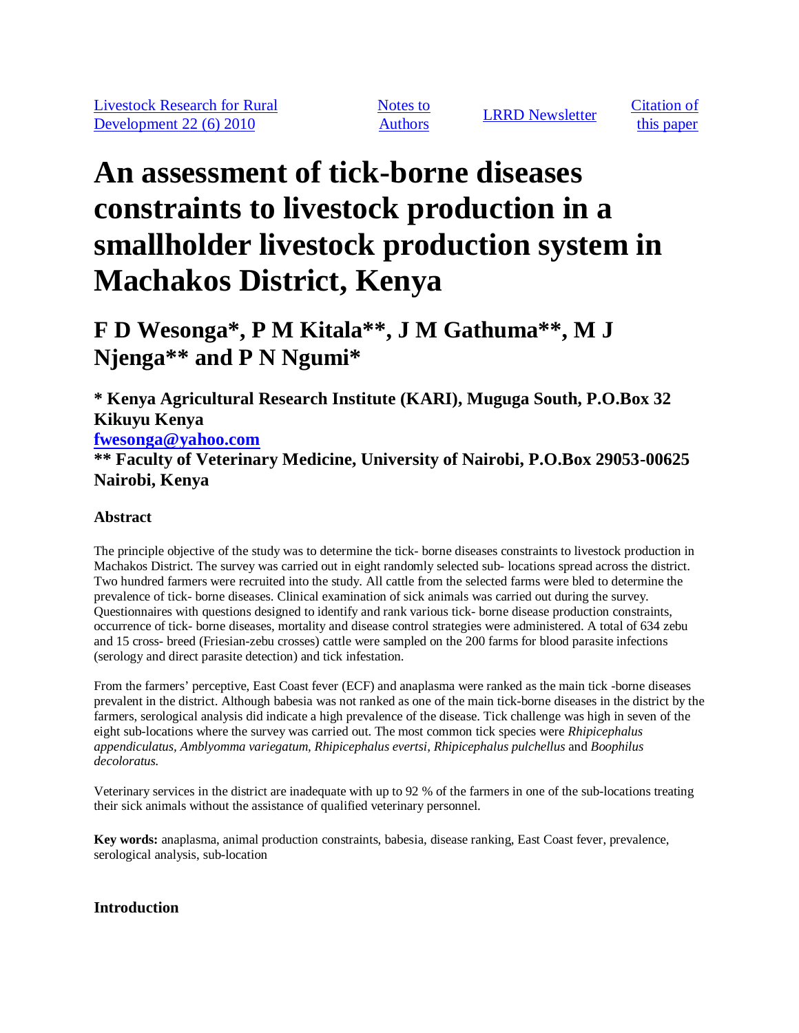Livestock Research for Rural Development 22 (6) 2010 | Notes to Authors | LRRD Newsletter | Citation of this paper

# An assessment of tick-borne diseases constraints to livestock production in a smallholder livestock production system in Machakos District, Kenya

## F D Wesonga*, P M Kitala**, J M Gathuma**, M J Njenga** and P N Ngumi*

**\* Kenya Agricultural Research Institute (KARI), Muguga South, P.O.Box 32 Kikuyu Kenya**
**fwesonga@yahoo.com**
**\*\* Faculty of Veterinary Medicine, University of Nairobi, P.O.Box 29053-00625 Nairobi, Kenya**

### Abstract

The principle objective of the study was to determine the tick- borne diseases constraints to livestock production in Machakos District. The survey was carried out in eight randomly selected sub- locations spread across the district. Two hundred farmers were recruited into the study. All cattle from the selected farms were bled to determine the prevalence of tick- borne diseases. Clinical examination of sick animals was carried out during the survey. Questionnaires with questions designed to identify and rank various tick- borne disease production constraints, occurrence of tick- borne diseases, mortality and disease control strategies were administered. A total of 634 zebu and 15 cross- breed (Friesian-zebu crosses) cattle were sampled on the 200 farms for blood parasite infections (serology and direct parasite detection) and tick infestation.

From the farmers' perceptive, East Coast fever (ECF) and anaplasma were ranked as the main tick -borne diseases prevalent in the district. Although babesia was not ranked as one of the main tick-borne diseases in the district by the farmers, serological analysis did indicate a high prevalence of the disease. Tick challenge was high in seven of the eight sub-locations where the survey was carried out. The most common tick species were *Rhipicephalus appendiculatus, Amblyomma variegatum, Rhipicephalus evertsi, Rhipicephalus pulchellus* and *Boophilus decoloratus.*

Veterinary services in the district are inadequate with up to 92 % of the farmers in one of the sub-locations treating their sick animals without the assistance of qualified veterinary personnel.

**Key words:** anaplasma, animal production constraints, babesia, disease ranking, East Coast fever, prevalence, serological analysis, sub-location

### Introduction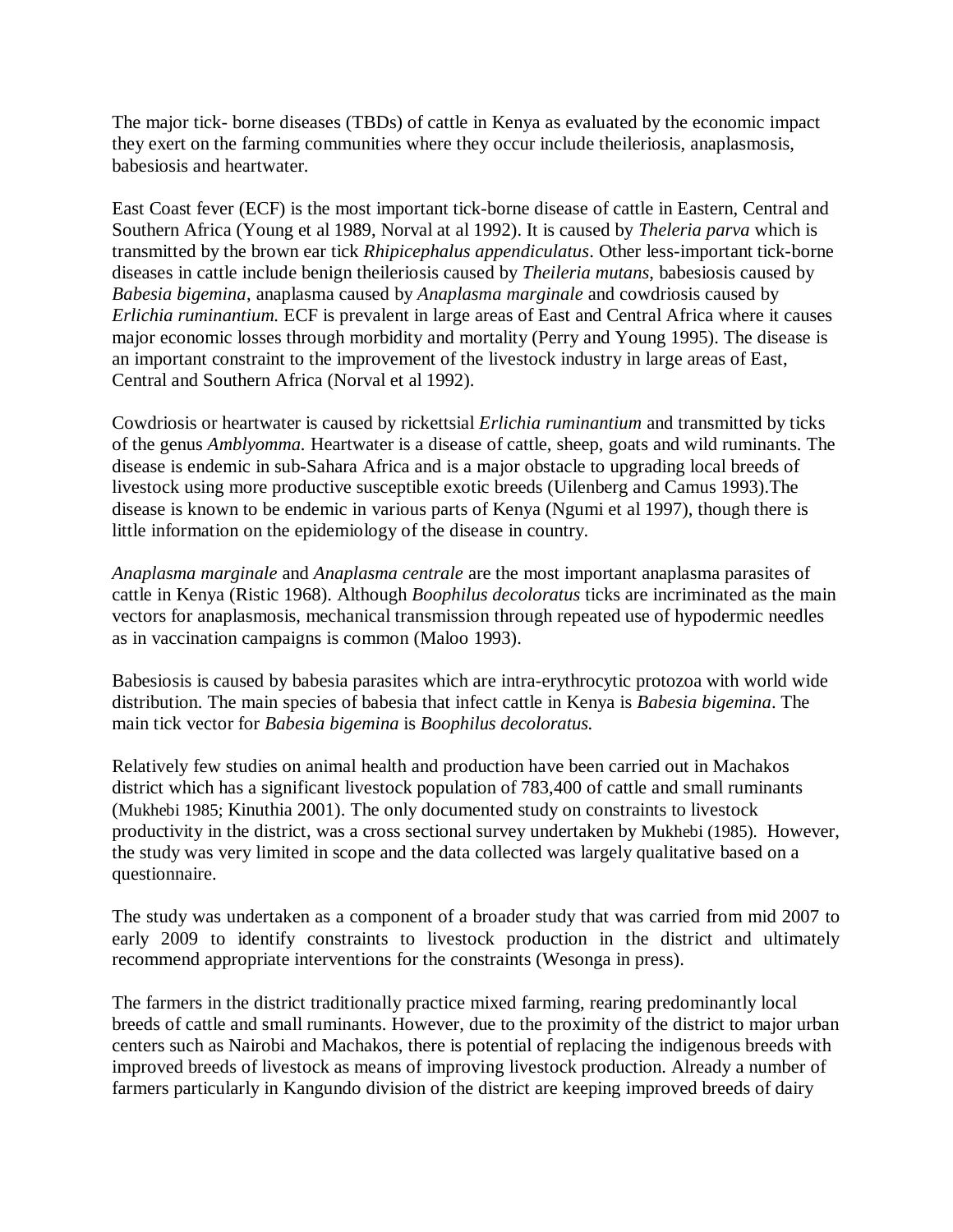The major tick- borne diseases (TBDs) of cattle in Kenya as evaluated by the economic impact they exert on the farming communities where they occur include theileriosis, anaplasmosis, babesiosis and heartwater.

East Coast fever (ECF) is the most important tick-borne disease of cattle in Eastern, Central and Southern Africa (Young et al 1989, Norval at al 1992). It is caused by *Theleria parva* which is transmitted by the brown ear tick *Rhipicephalus appendiculatus*. Other less-important tick-borne diseases in cattle include benign theileriosis caused by *Theileria mutans*, babesiosis caused by *Babesia bigemina*, anaplasma caused by *Anaplasma marginale* and cowdriosis caused by *Erlichia ruminantium.* ECF is prevalent in large areas of East and Central Africa where it causes major economic losses through morbidity and mortality (Perry and Young 1995). The disease is an important constraint to the improvement of the livestock industry in large areas of East, Central and Southern Africa (Norval et al 1992).

Cowdriosis or heartwater is caused by rickettsial *Erlichia ruminantium* and transmitted by ticks of the genus *Amblyomma.* Heartwater is a disease of cattle, sheep, goats and wild ruminants. The disease is endemic in sub-Sahara Africa and is a major obstacle to upgrading local breeds of livestock using more productive susceptible exotic breeds (Uilenberg and Camus 1993).The disease is known to be endemic in various parts of Kenya (Ngumi et al 1997), though there is little information on the epidemiology of the disease in country.

*Anaplasma marginale* and *Anaplasma centrale* are the most important anaplasma parasites of cattle in Kenya (Ristic 1968). Although *Boophilus decoloratus* ticks are incriminated as the main vectors for anaplasmosis, mechanical transmission through repeated use of hypodermic needles as in vaccination campaigns is common (Maloo 1993).

Babesiosis is caused by babesia parasites which are intra-erythrocytic protozoa with world wide distribution. The main species of babesia that infect cattle in Kenya is *Babesia bigemina*. The main tick vector for *Babesia bigemina* is *Boophilus decoloratus.*

Relatively few studies on animal health and production have been carried out in Machakos district which has a significant livestock population of 783,400 of cattle and small ruminants (Mukhebi 1985; Kinuthia 2001). The only documented study on constraints to livestock productivity in the district, was a cross sectional survey undertaken by Mukhebi (1985). However, the study was very limited in scope and the data collected was largely qualitative based on a questionnaire.

The study was undertaken as a component of a broader study that was carried from mid 2007 to early 2009 to identify constraints to livestock production in the district and ultimately recommend appropriate interventions for the constraints (Wesonga in press).

The farmers in the district traditionally practice mixed farming, rearing predominantly local breeds of cattle and small ruminants. However, due to the proximity of the district to major urban centers such as Nairobi and Machakos, there is potential of replacing the indigenous breeds with improved breeds of livestock as means of improving livestock production. Already a number of farmers particularly in Kangundo division of the district are keeping improved breeds of dairy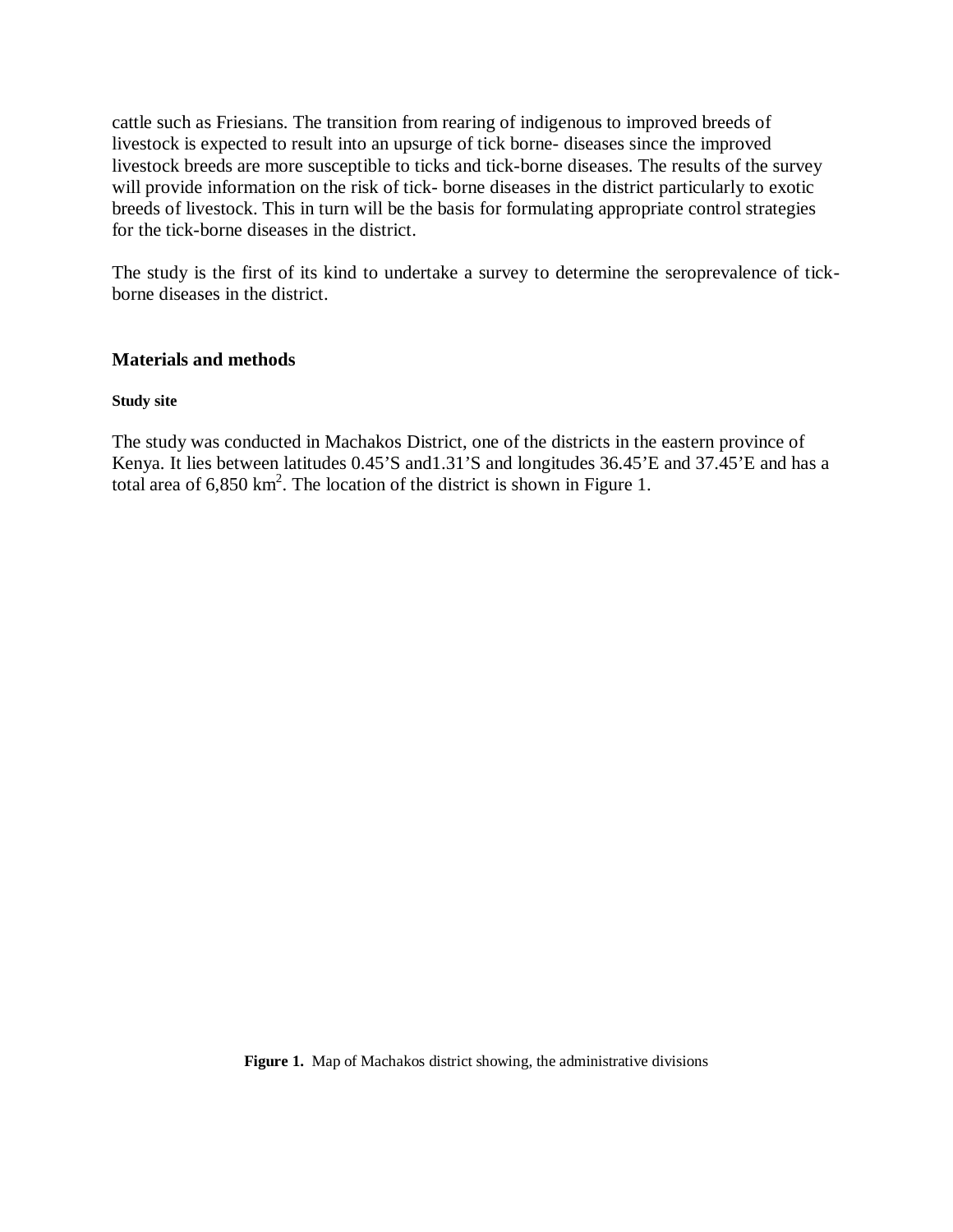cattle such as Friesians. The transition from rearing of indigenous to improved breeds of livestock is expected to result into an upsurge of tick borne- diseases since the improved livestock breeds are more susceptible to ticks and tick-borne diseases. The results of the survey will provide information on the risk of tick- borne diseases in the district particularly to exotic breeds of livestock. This in turn will be the basis for formulating appropriate control strategies for the tick-borne diseases in the district.

The study is the first of its kind to undertake a survey to determine the seroprevalence of tick-borne diseases in the district.

## Materials and methods

#### Study site

The study was conducted in Machakos District, one of the districts in the eastern province of Kenya. It lies between latitudes 0.45’S and1.31’S and longitudes 36.45’E and 37.45’E and has a total area of 6,850 $km^2$. The location of the district is shown in Figure 1.

**Figure 1.** Map of Machakos district showing, the administrative divisions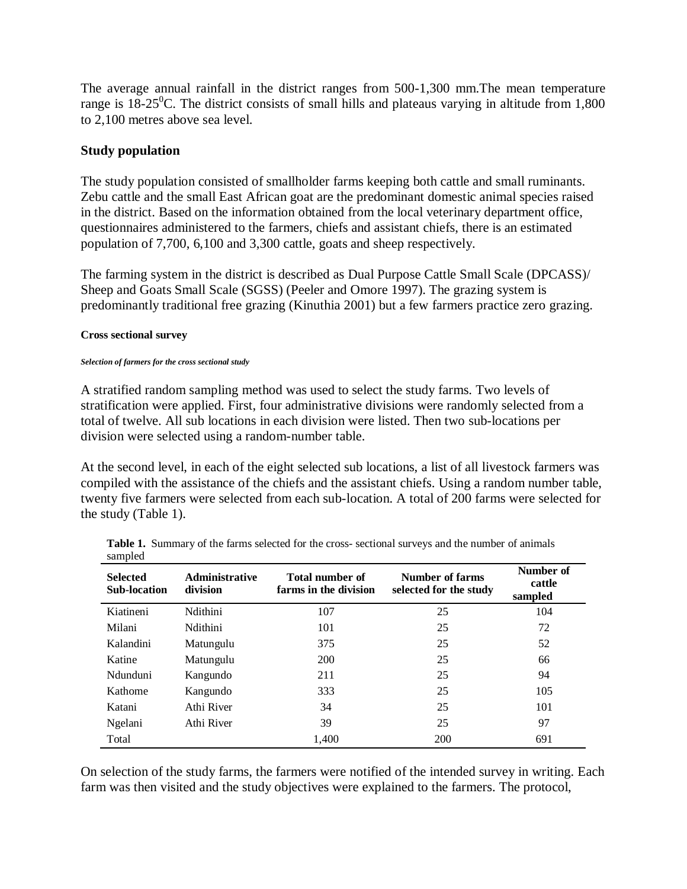The average annual rainfall in the district ranges from 500-1,300 mm.The mean temperature range is 18-25$^0$C. The district consists of small hills and plateaus varying in altitude from 1,800 to 2,100 metres above sea level.

## Study population

The study population consisted of smallholder farms keeping both cattle and small ruminants. Zebu cattle and the small East African goat are the predominant domestic animal species raised in the district. Based on the information obtained from the local veterinary department office, questionnaires administered to the farmers, chiefs and assistant chiefs, there is an estimated population of 7,700, 6,100 and 3,300 cattle, goats and sheep respectively.

The farming system in the district is described as Dual Purpose Cattle Small Scale (DPCASS)/ Sheep and Goats Small Scale (SGSS) (Peeler and Omore 1997). The grazing system is predominantly traditional free grazing (Kinuthia 2001) but a few farmers practice zero grazing.

### Cross sectional survey

#### *Selection of farmers for the cross sectional study*

A stratified random sampling method was used to select the study farms. Two levels of stratification were applied. First, four administrative divisions were randomly selected from a total of twelve. All sub locations in each division were listed. Then two sub-locations per division were selected using a random-number table.

At the second level, in each of the eight selected sub locations, a list of all livestock farmers was compiled with the assistance of the chiefs and the assistant chiefs. Using a random number table, twenty five farmers were selected from each sub-location. A total of 200 farms were selected for the study (Table 1).

**Table 1.** Summary of the farms selected for the cross- sectional surveys and the number of animals sampled

| Selected Sub-location | Administrative division | Total number of farms in the division | Number of farms selected for the study | Number of cattle sampled |
|---|---|---|---|---|
| Kiatineni | Ndithini | 107 | 25 | 104 |
| Milani | Ndithini | 101 | 25 | 72 |
| Kalandini | Matungulu | 375 | 25 | 52 |
| Katine | Matungulu | 200 | 25 | 66 |
| Ndunduni | Kangundo | 211 | 25 | 94 |
| Kathome | Kangundo | 333 | 25 | 105 |
| Katani | Athi River | 34 | 25 | 101 |
| Ngelani | Athi River | 39 | 25 | 97 |
| Total | | 1,400 | 200 | 691 |

On selection of the study farms, the farmers were notified of the intended survey in writing. Each farm was then visited and the study objectives were explained to the farmers. The protocol,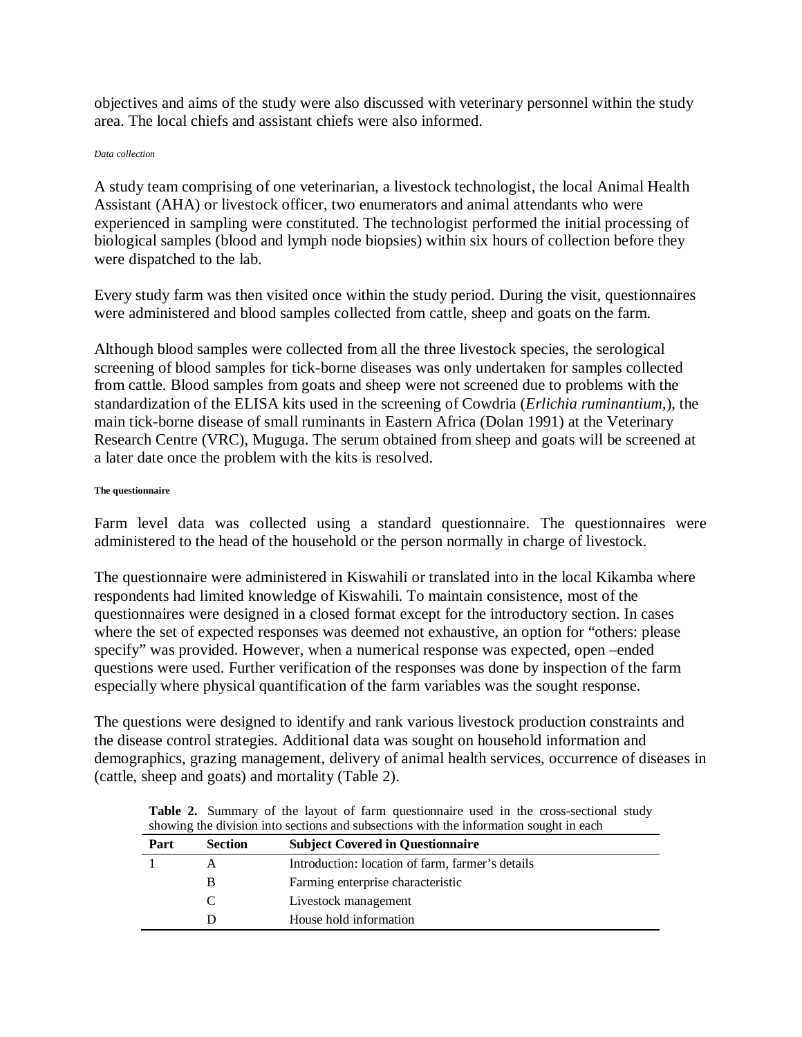objectives and aims of the study were also discussed with veterinary personnel within the study area. The local chiefs and assistant chiefs were also informed.

###### *Data collection*

A study team comprising of one veterinarian, a livestock technologist, the local Animal Health Assistant (AHA) or livestock officer, two enumerators and animal attendants who were experienced in sampling were constituted. The technologist performed the initial processing of biological samples (blood and lymph node biopsies) within six hours of collection before they were dispatched to the lab.

Every study farm was then visited once within the study period. During the visit, questionnaires were administered and blood samples collected from cattle, sheep and goats on the farm.

Although blood samples were collected from all the three livestock species, the serological screening of blood samples for tick-borne diseases was only undertaken for samples collected from cattle. Blood samples from goats and sheep were not screened due to problems with the standardization of the ELISA kits used in the screening of Cowdria (*Erlichia ruminantium,*), the main tick-borne disease of small ruminants in Eastern Africa (Dolan 1991) at the Veterinary Research Centre (VRC), Muguga. The serum obtained from sheep and goats will be screened at a later date once the problem with the kits is resolved.

###### **The questionnaire**

Farm level data was collected using a standard questionnaire. The questionnaires were administered to the head of the household or the person normally in charge of livestock.

The questionnaire were administered in Kiswahili or translated into in the local Kikamba where respondents had limited knowledge of Kiswahili. To maintain consistence, most of the questionnaires were designed in a closed format except for the introductory section. In cases where the set of expected responses was deemed not exhaustive, an option for "others: please specify" was provided. However, when a numerical response was expected, open –ended questions were used. Further verification of the responses was done by inspection of the farm especially where physical quantification of the farm variables was the sought response.

The questions were designed to identify and rank various livestock production constraints and the disease control strategies. Additional data was sought on household information and demographics, grazing management, delivery of animal health services, occurrence of diseases in (cattle, sheep and goats) and mortality (Table 2).

**Table 2.** Summary of the layout of farm questionnaire used in the cross-sectional study showing the division into sections and subsections with the information sought in each

| Part | Section | Subject Covered in Questionnaire |
|---|---|---|
| 1 | A | Introduction: location of farm, farmer's details |
| | B | Farming enterprise characteristic |
| | C | Livestock management |
| | D | House hold information |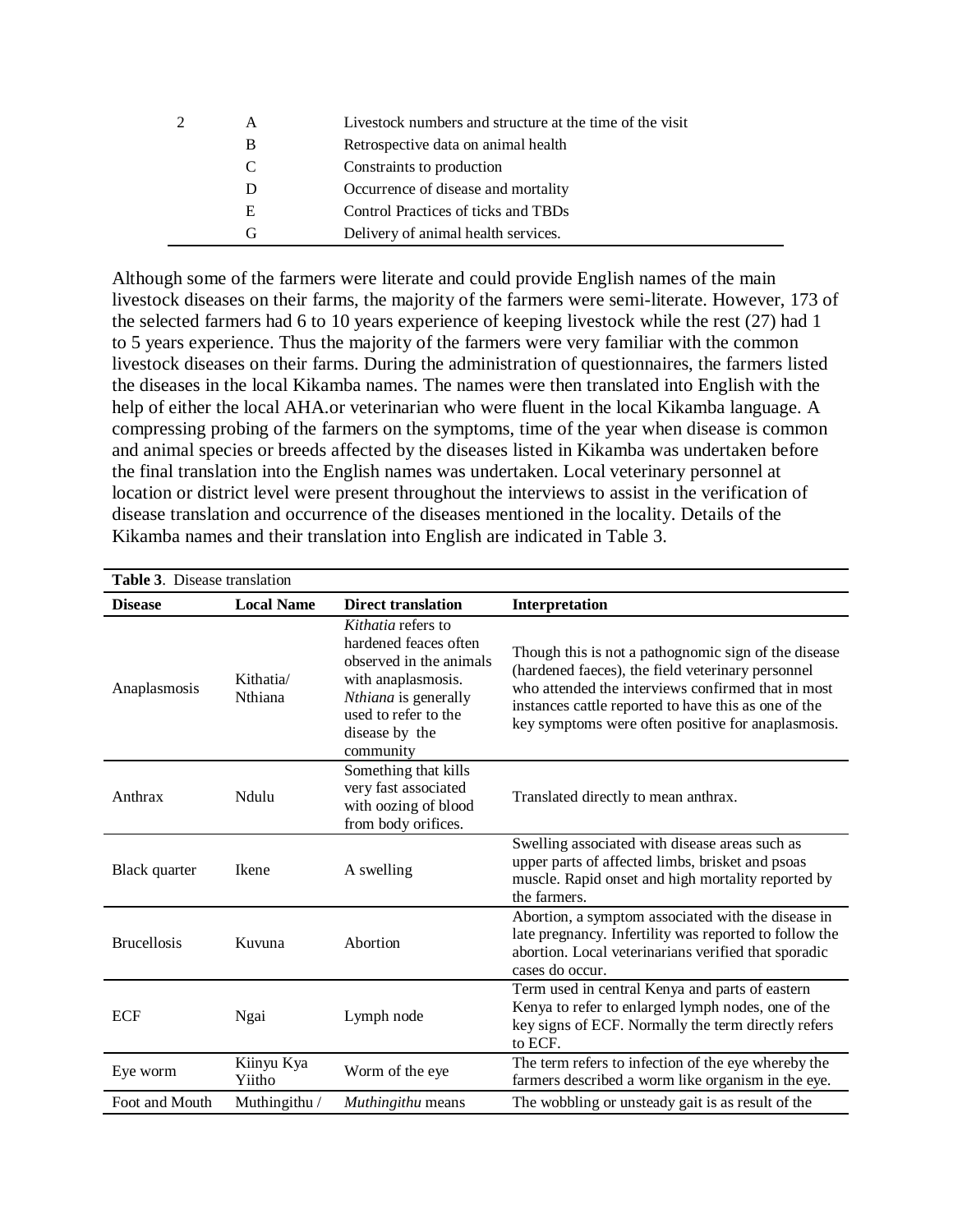| 2 | A | Livestock numbers and structure at the time of the visit |
|---|---|---|
| | B | Retrospective data on animal health |
| | C | Constraints to production |
| | D | Occurrence of disease and mortality |
| | E | Control Practices of ticks and TBDs |
| | G | Delivery of animal health services. |

Although some of the farmers were literate and could provide English names of the main livestock diseases on their farms, the majority of the farmers were semi-literate. However, 173 of the selected farmers had 6 to 10 years experience of keeping livestock while the rest (27) had 1 to 5 years experience. Thus the majority of the farmers were very familiar with the common livestock diseases on their farms. During the administration of questionnaires, the farmers listed the diseases in the local Kikamba names. The names were then translated into English with the help of either the local AHA.or veterinarian who were fluent in the local Kikamba language. A compressing probing of the farmers on the symptoms, time of the year when disease is common and animal species or breeds affected by the diseases listed in Kikamba was undertaken before the final translation into the English names was undertaken. Local veterinary personnel at location or district level were present throughout the interviews to assist in the verification of disease translation and occurrence of the diseases mentioned in the locality. Details of the Kikamba names and their translation into English are indicated in Table 3.

**Table 3**. Disease translation

| Disease | Local Name | Direct translation | Interpretation |
|---|---|---|---|
| Anaplasmosis | Kithatia/ Nthiana | *Kithatia* refers to hardened feaces often observed in the animals with anaplasmosis. *Nthiana* is generally used to refer to the disease by the community | Though this is not a pathognomic sign of the disease (hardened faeces), the field veterinary personnel who attended the interviews confirmed that in most instances cattle reported to have this as one of the key symptoms were often positive for anaplasmosis. |
| Anthrax | Ndulu | Something that kills very fast associated with oozing of blood from body orifices. | Translated directly to mean anthrax. |
| Black quarter | Ikene | A swelling | Swelling associated with disease areas such as upper parts of affected limbs, brisket and psoas muscle. Rapid onset and high mortality reported by the farmers. |
| Brucellosis | Kuvuna | Abortion | Abortion, a symptom associated with the disease in late pregnancy. Infertility was reported to follow the abortion. Local veterinarians verified that sporadic cases do occur. |
| ECF | Ngai | Lymph node | Term used in central Kenya and parts of eastern Kenya to refer to enlarged lymph nodes, one of the key signs of ECF. Normally the term directly refers to ECF. |
| Eye worm | Kiinyu Kya Yiitho | Worm of the eye | The term refers to infection of the eye whereby the farmers described a worm like organism in the eye. |
| Foot and Mouth | Muthingithu / | *Muthingithu* means | The wobbling or unsteady gait is as result of the |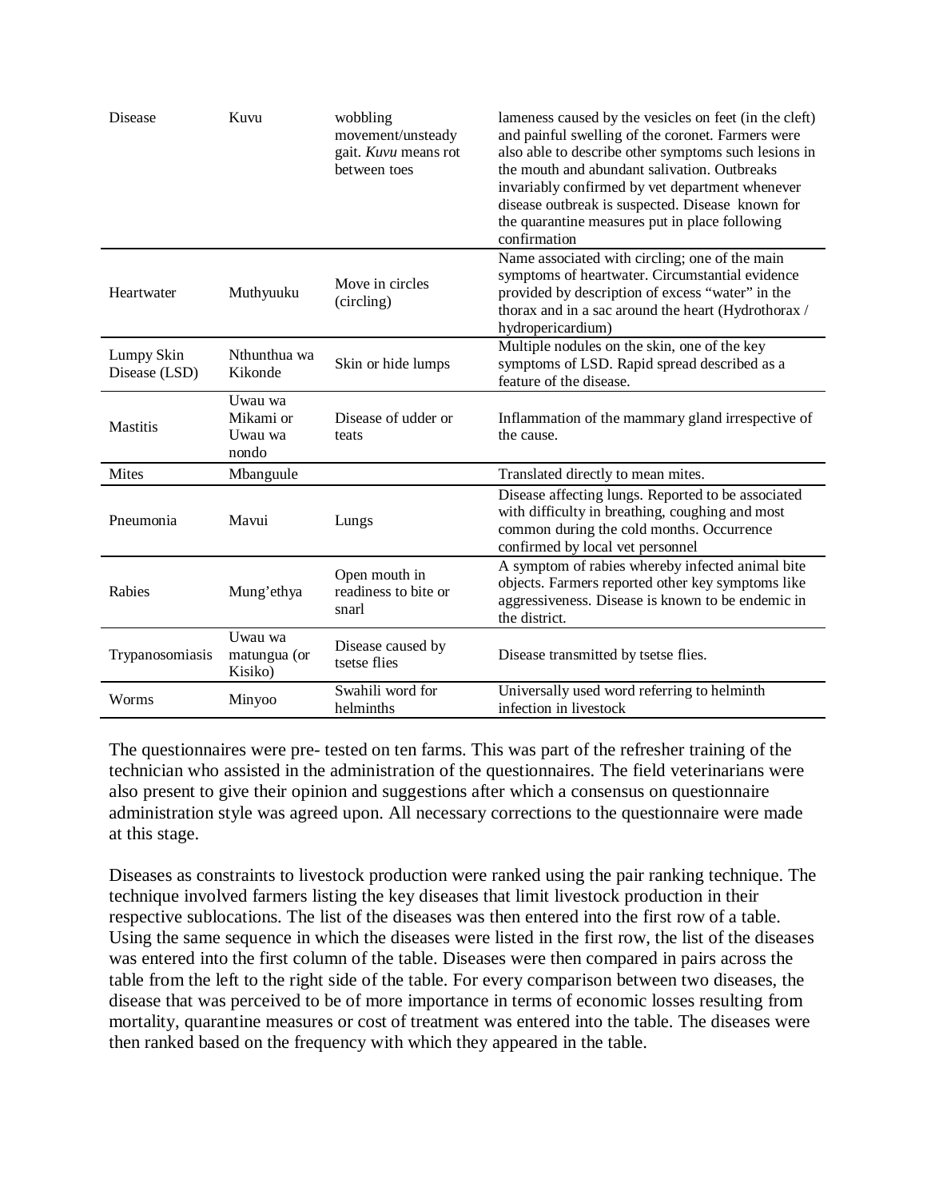| Disease | Kuvu | wobbling movement/unsteady gait. *Kuvu* means rot between toes | lameness caused by the vesicles on feet (in the cleft) and painful swelling of the coronet. Farmers were also able to describe other symptoms such lesions in the mouth and abundant salivation. Outbreaks invariably confirmed by vet department whenever disease outbreak is suspected. Disease known for the quarantine measures put in place following confirmation |
|---|---|---|---|
| Heartwater | Muthyuuku | Move in circles (circling) | Name associated with circling; one of the main symptoms of heartwater. Circumstantial evidence provided by description of excess "water" in the thorax and in a sac around the heart (Hydrothorax / hydropericardium) |
| Lumpy Skin Disease (LSD) | Nthunthua wa Kikonde | Skin or hide lumps | Multiple nodules on the skin, one of the key symptoms of LSD. Rapid spread described as a feature of the disease. |
| Mastitis | Uwau wa Mikami or Uwau wa nondo | Disease of udder or teats | Inflammation of the mammary gland irrespective of the cause. |
| Mites | Mbanguule | | Translated directly to mean mites. |
| Pneumonia | Mavui | Lungs | Disease affecting lungs. Reported to be associated with difficulty in breathing, coughing and most common during the cold months. Occurrence confirmed by local vet personnel |
| Rabies | Mung'ethya | Open mouth in readiness to bite or snarl | A symptom of rabies whereby infected animal bite objects. Farmers reported other key symptoms like aggressiveness. Disease is known to be endemic in the district. |
| Trypanosomiasis | Uwau wa matungua (or Kisiko) | Disease caused by tsetse flies | Disease transmitted by tsetse flies. |
| Worms | Minyoo | Swahili word for helminths | Universally used word referring to helminth infection in livestock |

The questionnaires were pre- tested on ten farms. This was part of the refresher training of the technician who assisted in the administration of the questionnaires. The field veterinarians were also present to give their opinion and suggestions after which a consensus on questionnaire administration style was agreed upon. All necessary corrections to the questionnaire were made at this stage.

Diseases as constraints to livestock production were ranked using the pair ranking technique. The technique involved farmers listing the key diseases that limit livestock production in their respective sublocations. The list of the diseases was then entered into the first row of a table. Using the same sequence in which the diseases were listed in the first row, the list of the diseases was entered into the first column of the table. Diseases were then compared in pairs across the table from the left to the right side of the table. For every comparison between two diseases, the disease that was perceived to be of more importance in terms of economic losses resulting from mortality, quarantine measures or cost of treatment was entered into the table. The diseases were then ranked based on the frequency with which they appeared in the table.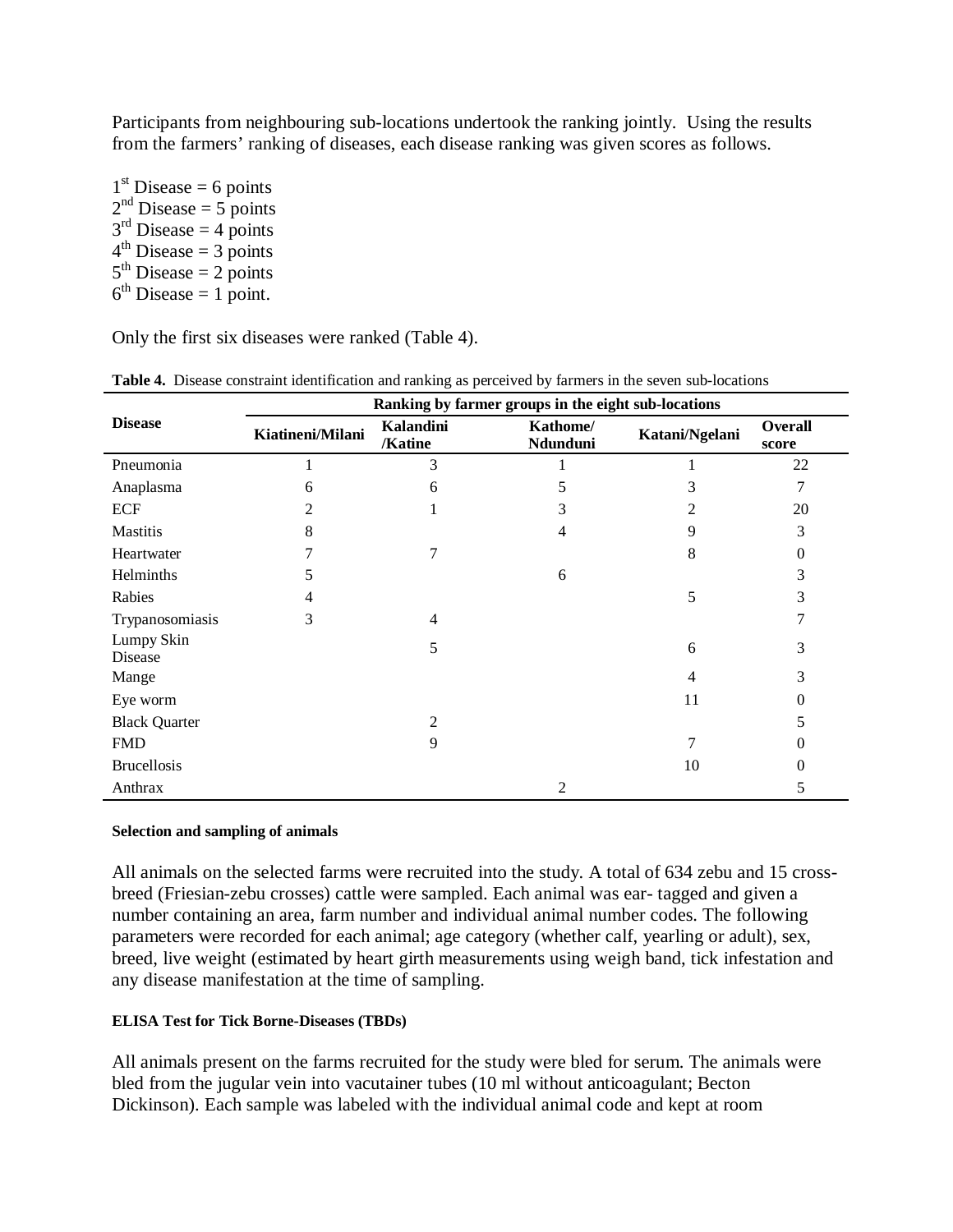Participants from neighbouring sub-locations undertook the ranking jointly. Using the results from the farmers' ranking of diseases, each disease ranking was given scores as follows.

1st Disease = 6 points
2nd Disease = 5 points
3rd Disease = 4 points
4th Disease = 3 points
5th Disease = 2 points
6th Disease = 1 point.

Only the first six diseases were ranked (Table 4).

**Table 4.** Disease constraint identification and ranking as perceived by farmers in the seven sub-locations

| Disease | Ranking by farmer groups in the eight sub-locations | | | | |
|---|---|---|---|---|---|
| | **Kiatineni/Milani** | **Kalandini /Katine** | **Kathome/ Ndunduni** | **Katani/Ngelani** | **Overall score** |
| Pneumonia | 1 | 3 | 1 | 1 | 22 |
| Anaplasma | 6 | 6 | 5 | 3 | 7 |
| ECF | 2 | 1 | 3 | 2 | 20 |
| Mastitis | 8 | | 4 | 9 | 3 |
| Heartwater | 7 | 7 | | 8 | 0 |
| Helminths | 5 | | 6 | | 3 |
| Rabies | 4 | | | 5 | 3 |
| Trypanosomiasis | 3 | 4 | | | 7 |
| Lumpy Skin Disease | | 5 | | 6 | 3 |
| Mange | | | | 4 | 3 |
| Eye worm | | | | 11 | 0 |
| Black Quarter | | 2 | | | 5 |
| FMD | | 9 | | 7 | 0 |
| Brucellosis | | | | 10 | 0 |
| Anthrax | | | 2 | | 5 |

#### Selection and sampling of animals

All animals on the selected farms were recruited into the study. A total of 634 zebu and 15 cross-breed (Friesian-zebu crosses) cattle were sampled. Each animal was ear- tagged and given a number containing an area, farm number and individual animal number codes. The following parameters were recorded for each animal; age category (whether calf, yearling or adult), sex, breed, live weight (estimated by heart girth measurements using weigh band, tick infestation and any disease manifestation at the time of sampling.

#### ELISA Test for Tick Borne-Diseases (TBDs)

All animals present on the farms recruited for the study were bled for serum. The animals were bled from the jugular vein into vacutainer tubes (10 ml without anticoagulant; Becton Dickinson). Each sample was labeled with the individual animal code and kept at room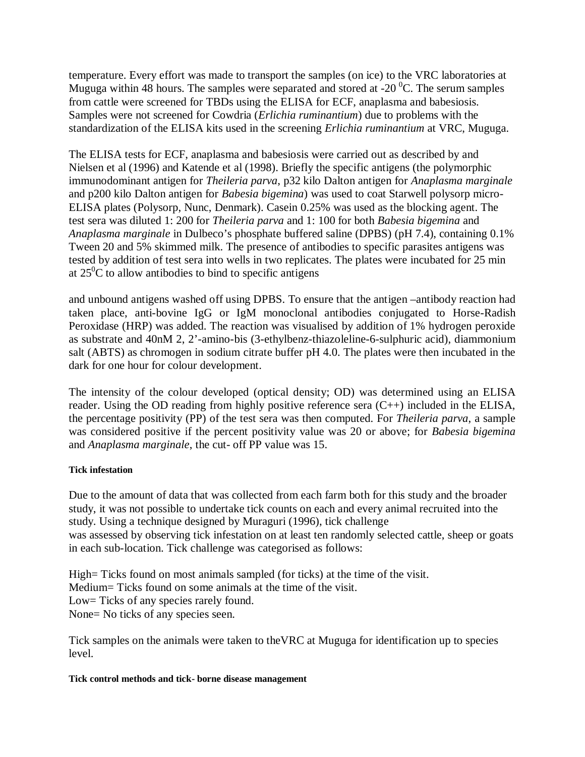temperature. Every effort was made to transport the samples (on ice) to the VRC laboratories at Muguga within 48 hours. The samples were separated and stored at -20 $^0$C. The serum samples from cattle were screened for TBDs using the ELISA for ECF, anaplasma and babesiosis. Samples were not screened for Cowdria (*Erlichia ruminantium*) due to problems with the standardization of the ELISA kits used in the screening *Erlichia ruminantium* at VRC, Muguga.

The ELISA tests for ECF, anaplasma and babesiosis were carried out as described by and Nielsen et al (1996) and Katende et al (1998). Briefly the specific antigens (the polymorphic immunodominant antigen for *Theileria parva*, p32 kilo Dalton antigen for *Anaplasma marginale* and p200 kilo Dalton antigen for *Babesia bigemina*) was used to coat Starwell polysorp micro-ELISA plates (Polysorp, Nunc, Denmark). Casein 0.25% was used as the blocking agent. The test sera was diluted 1: 200 for *Theileria parva* and 1: 100 for both *Babesia bigemina* and *Anaplasma marginale* in Dulbeco's phosphate buffered saline (DPBS) (pH 7.4), containing 0.1% Tween 20 and 5% skimmed milk. The presence of antibodies to specific parasites antigens was tested by addition of test sera into wells in two replicates. The plates were incubated for 25 min at 25$^0$C to allow antibodies to bind to specific antigens

and unbound antigens washed off using DPBS. To ensure that the antigen –antibody reaction had taken place, anti-bovine IgG or IgM monoclonal antibodies conjugated to Horse-Radish Peroxidase (HRP) was added. The reaction was visualised by addition of 1% hydrogen peroxide as substrate and 40nM 2, 2'-amino-bis (3-ethylbenz-thiazoleline-6-sulphuric acid), diammonium salt (ABTS) as chromogen in sodium citrate buffer pH 4.0. The plates were then incubated in the dark for one hour for colour development.

The intensity of the colour developed (optical density; OD) was determined using an ELISA reader. Using the OD reading from highly positive reference sera (C++) included in the ELISA, the percentage positivity (PP) of the test sera was then computed. For *Theileria parva*, a sample was considered positive if the percent positivity value was 20 or above; for *Babesia bigemina* and *Anaplasma marginale*, the cut- off PP value was 15.

#### Tick infestation

Due to the amount of data that was collected from each farm both for this study and the broader study, it was not possible to undertake tick counts on each and every animal recruited into the study. Using a technique designed by Muraguri (1996), tick challenge was assessed by observing tick infestation on at least ten randomly selected cattle, sheep or goats in each sub-location. Tick challenge was categorised as follows:

High= Ticks found on most animals sampled (for ticks) at the time of the visit.
Medium= Ticks found on some animals at the time of the visit.
Low= Ticks of any species rarely found.
None= No ticks of any species seen.

Tick samples on the animals were taken to theVRC at Muguga for identification up to species level.

#### Tick control methods and tick- borne disease management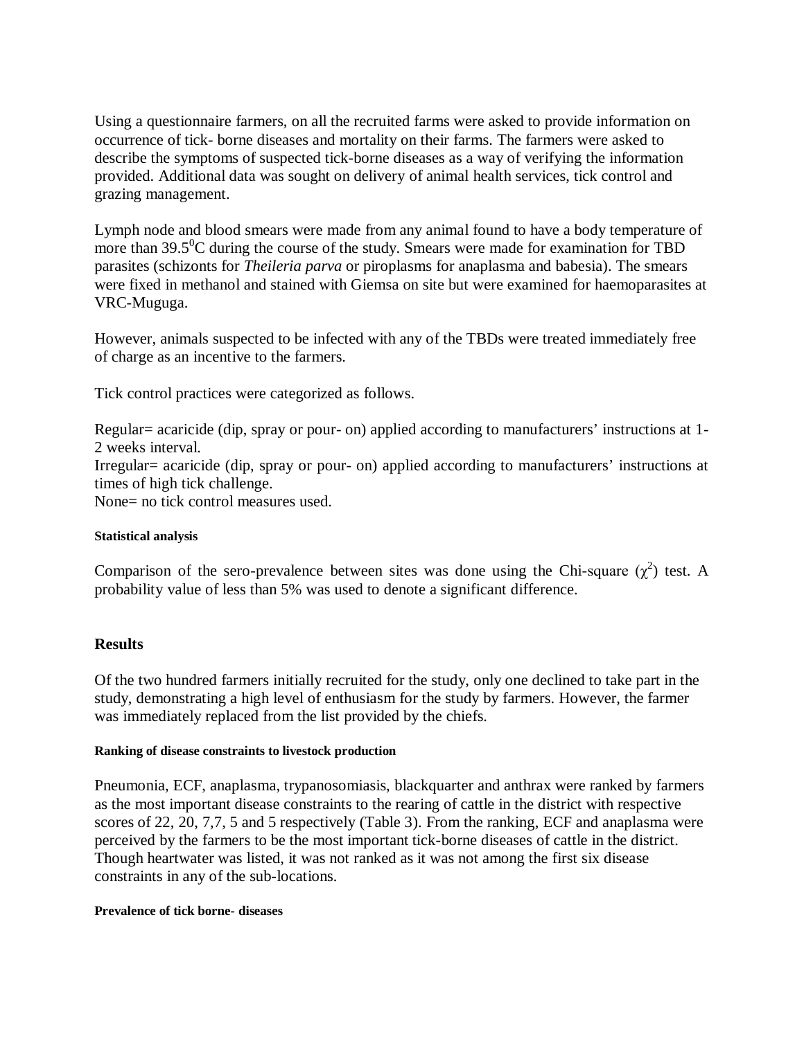Using a questionnaire farmers, on all the recruited farms were asked to provide information on occurrence of tick- borne diseases and mortality on their farms. The farmers were asked to describe the symptoms of suspected tick-borne diseases as a way of verifying the information provided. Additional data was sought on delivery of animal health services, tick control and grazing management.

Lymph node and blood smears were made from any animal found to have a body temperature of more than 39.5$^0$C during the course of the study. Smears were made for examination for TBD parasites (schizonts for *Theileria parva* or piroplasms for anaplasma and babesia). The smears were fixed in methanol and stained with Giemsa on site but were examined for haemoparasites at VRC-Muguga.

However, animals suspected to be infected with any of the TBDs were treated immediately free of charge as an incentive to the farmers.

Tick control practices were categorized as follows.

Regular= acaricide (dip, spray or pour- on) applied according to manufacturers' instructions at 1-2 weeks interval.
Irregular= acaricide (dip, spray or pour- on) applied according to manufacturers' instructions at times of high tick challenge.
None= no tick control measures used.

#### Statistical analysis

Comparison of the sero-prevalence between sites was done using the Chi-square ($\chi^2$) test. A probability value of less than 5% was used to denote a significant difference.

## Results

Of the two hundred farmers initially recruited for the study, only one declined to take part in the study, demonstrating a high level of enthusiasm for the study by farmers. However, the farmer was immediately replaced from the list provided by the chiefs.

#### Ranking of disease constraints to livestock production

Pneumonia, ECF, anaplasma, trypanosomiasis, blackquarter and anthrax were ranked by farmers as the most important disease constraints to the rearing of cattle in the district with respective scores of 22, 20, 7,7, 5 and 5 respectively (Table 3). From the ranking, ECF and anaplasma were perceived by the farmers to be the most important tick-borne diseases of cattle in the district. Though heartwater was listed, it was not ranked as it was not among the first six disease constraints in any of the sub-locations.

#### Prevalence of tick borne- diseases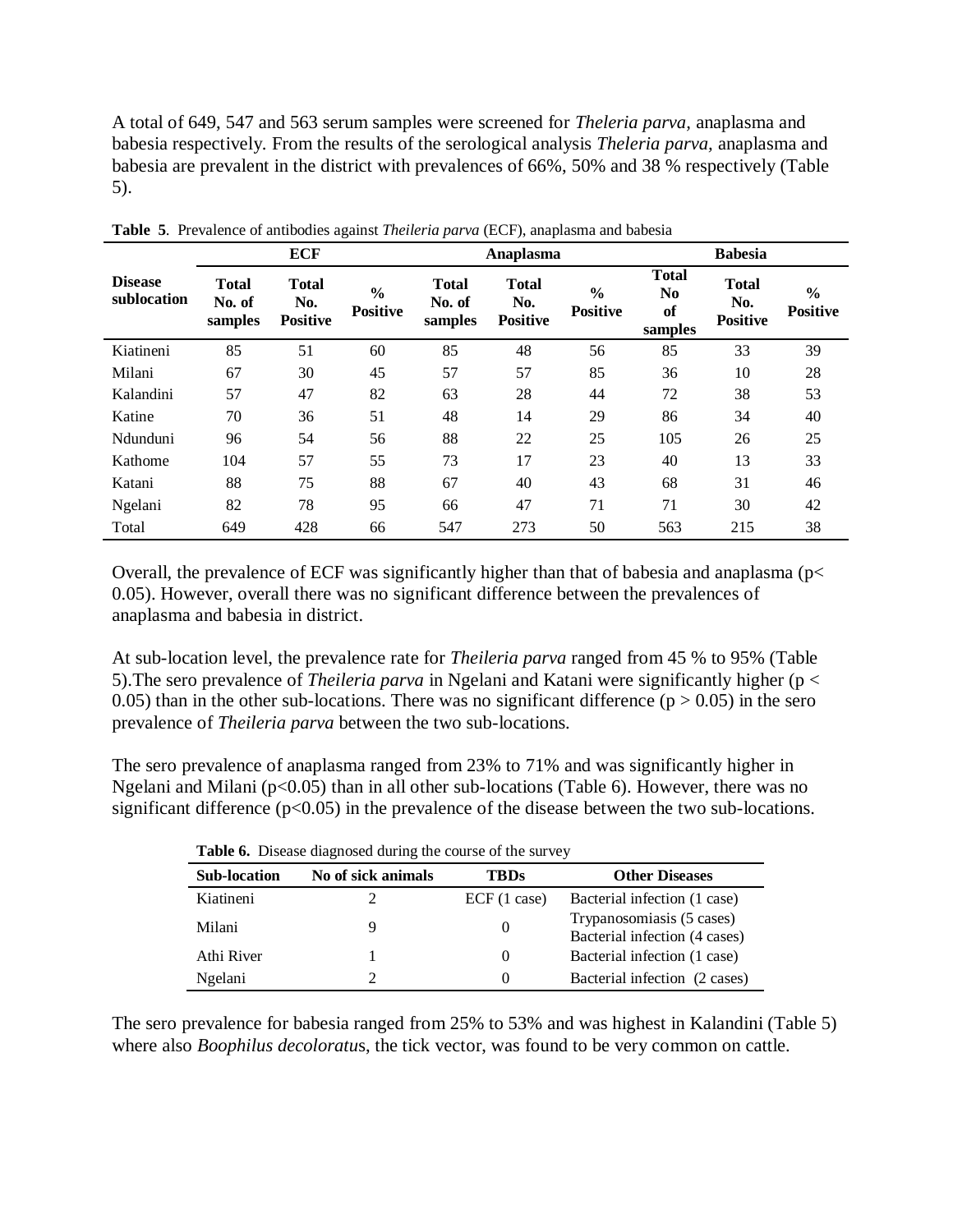A total of 649, 547 and 563 serum samples were screened for *Theleria parva*, anaplasma and babesia respectively. From the results of the serological analysis *Theleria parva,* anaplasma and babesia are prevalent in the district with prevalences of 66%, 50% and 38 % respectively (Table 5).

**Table 5**. Prevalence of antibodies against *Theileria parva* (ECF), anaplasma and babesia

| | ECF | | | Anaplasma | | | Babesia | | |
|---|---|---|---|---|---|---|---|---|---|
| **Disease sublocation** | **Total No. of samples** | **Total No. Positive** | **% Positive** | **Total No. of samples** | **Total No. Positive** | **% Positive** | **Total No of samples** | **Total No. Positive** | **% Positive** |
| Kiatineni | 85 | 51 | 60 | 85 | 48 | 56 | 85 | 33 | 39 |
| Milani | 67 | 30 | 45 | 57 | 57 | 85 | 36 | 10 | 28 |
| Kalandini | 57 | 47 | 82 | 63 | 28 | 44 | 72 | 38 | 53 |
| Katine | 70 | 36 | 51 | 48 | 14 | 29 | 86 | 34 | 40 |
| Ndunduni | 96 | 54 | 56 | 88 | 22 | 25 | 105 | 26 | 25 |
| Kathome | 104 | 57 | 55 | 73 | 17 | 23 | 40 | 13 | 33 |
| Katani | 88 | 75 | 88 | 67 | 40 | 43 | 68 | 31 | 46 |
| Ngelani | 82 | 78 | 95 | 66 | 47 | 71 | 71 | 30 | 42 |
| Total | 649 | 428 | 66 | 547 | 273 | 50 | 563 | 215 | 38 |

Overall, the prevalence of ECF was significantly higher than that of babesia and anaplasma ($p < 0.05$). However, overall there was no significant difference between the prevalences of anaplasma and babesia in district.

At sub-location level, the prevalence rate for *Theileria parva* ranged from 45 % to 95% (Table 5).The sero prevalence of *Theileria parva* in Ngelani and Katani were significantly higher ($p < 0.05$) than in the other sub-locations. There was no significant difference ($p > 0.05$) in the sero prevalence of *Theileria parva* between the two sub-locations.

The sero prevalence of anaplasma ranged from 23% to 71% and was significantly higher in Ngelani and Milani ($p<0.05$) than in all other sub-locations (Table 6). However, there was no significant difference ($p<0.05$) in the prevalence of the disease between the two sub-locations.

**Table 6.** Disease diagnosed during the course of the survey

| Sub-location | No of sick animals | TBDs | Other Diseases |
|---|---|---|---|
| Kiatineni | 2 | ECF (1 case) | Bacterial infection (1 case) |
| Milani | 9 | 0 | Trypanosomiasis (5 cases) Bacterial infection (4 cases) |
| Athi River | 1 | 0 | Bacterial infection (1 case) |
| Ngelani | 2 | 0 | Bacterial infection (2 cases) |

The sero prevalence for babesia ranged from 25% to 53% and was highest in Kalandini (Table 5) where also *Boophilus decoloratus*, the tick vector, was found to be very common on cattle.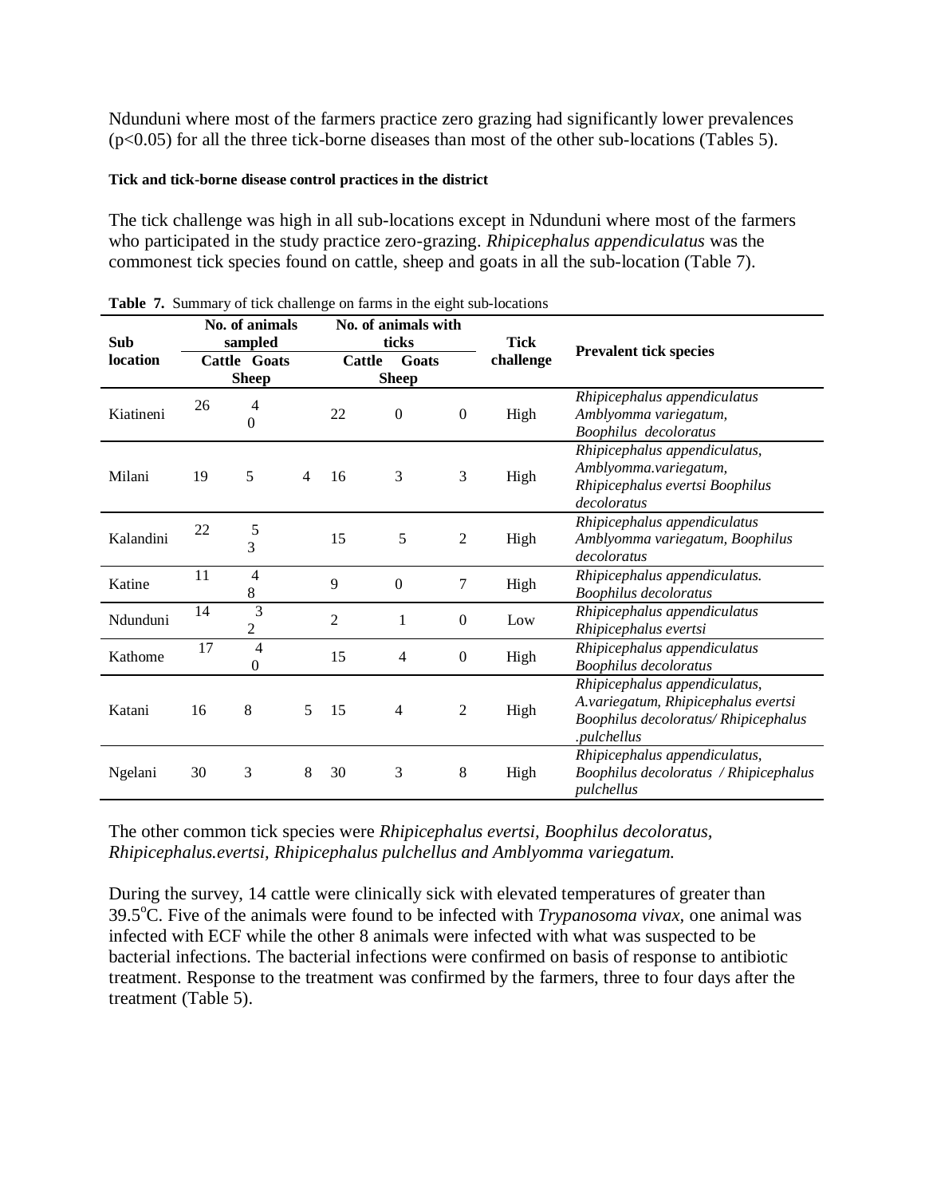Ndunduni where most of the farmers practice zero grazing had significantly lower prevalences ($p<0.05$) for all the three tick-borne diseases than most of the other sub-locations (Tables 5).

#### Tick and tick-borne disease control practices in the district

The tick challenge was high in all sub-locations except in Ndunduni where most of the farmers who participated in the study practice zero-grazing. *Rhipicephalus appendiculatus* was the commonest tick species found on cattle, sheep and goats in all the sub-location (Table 7).

**Table 7.** Summary of tick challenge on farms in the eight sub-locations

| Sub location | No. of animals sampled | | | No. of animals with ticks | | | Tick challenge | Prevalent tick species |
|---|---|---|---|---|---|---|---|---|
| | Cattle | Goats | Sheep | Cattle | Goats | Sheep | | |
| Kiatineni | 26 | 4 | 0 | 22 | 0 | 0 | High | *Rhipicephalus appendiculatus Amblyomma variegatum, Boophilus decoloratus* |
| Milani | 19 | 5 | 4 | 16 | 3 | 3 | High | *Rhipicephalus appendiculatus, Amblyomma.variegatum, Rhipicephalus evertsi Boophilus decoloratus* |
| Kalandini | 22 | 5 | 3 | 15 | 5 | 2 | High | *Rhipicephalus appendiculatus Amblyomma variegatum, Boophilus decoloratus* |
| Katine | 11 | 4 | 8 | 9 | 0 | 7 | High | *Rhipicephalus appendiculatus. Boophilus decoloratus* |
| Ndunduni | 14 | 3 | 2 | 2 | 1 | 0 | Low | *Rhipicephalus appendiculatus Rhipicephalus evertsi* |
| Kathome | 17 | 4 | 0 | 15 | 4 | 0 | High | *Rhipicephalus appendiculatus Boophilus decoloratus* |
| Katani | 16 | 8 | 5 | 15 | 4 | 2 | High | *Rhipicephalus appendiculatus, A.variegatum, Rhipicephalus evertsi Boophilus decoloratus/ Rhipicephalus .pulchellus* |
| Ngelani | 30 | 3 | 8 | 30 | 3 | 8 | High | *Rhipicephalus appendiculatus, Boophilus decoloratus / Rhipicephalus pulchellus* |

The other common tick species were *Rhipicephalus evertsi, Boophilus decoloratus, Rhipicephalus.evertsi, Rhipicephalus pulchellus and Amblyomma variegatum.*

During the survey, 14 cattle were clinically sick with elevated temperatures of greater than $39.5^{o}$C. Five of the animals were found to be infected with *Trypanosoma vivax,* one animal was infected with ECF while the other 8 animals were infected with what was suspected to be bacterial infections. The bacterial infections were confirmed on basis of response to antibiotic treatment. Response to the treatment was confirmed by the farmers, three to four days after the treatment (Table 5).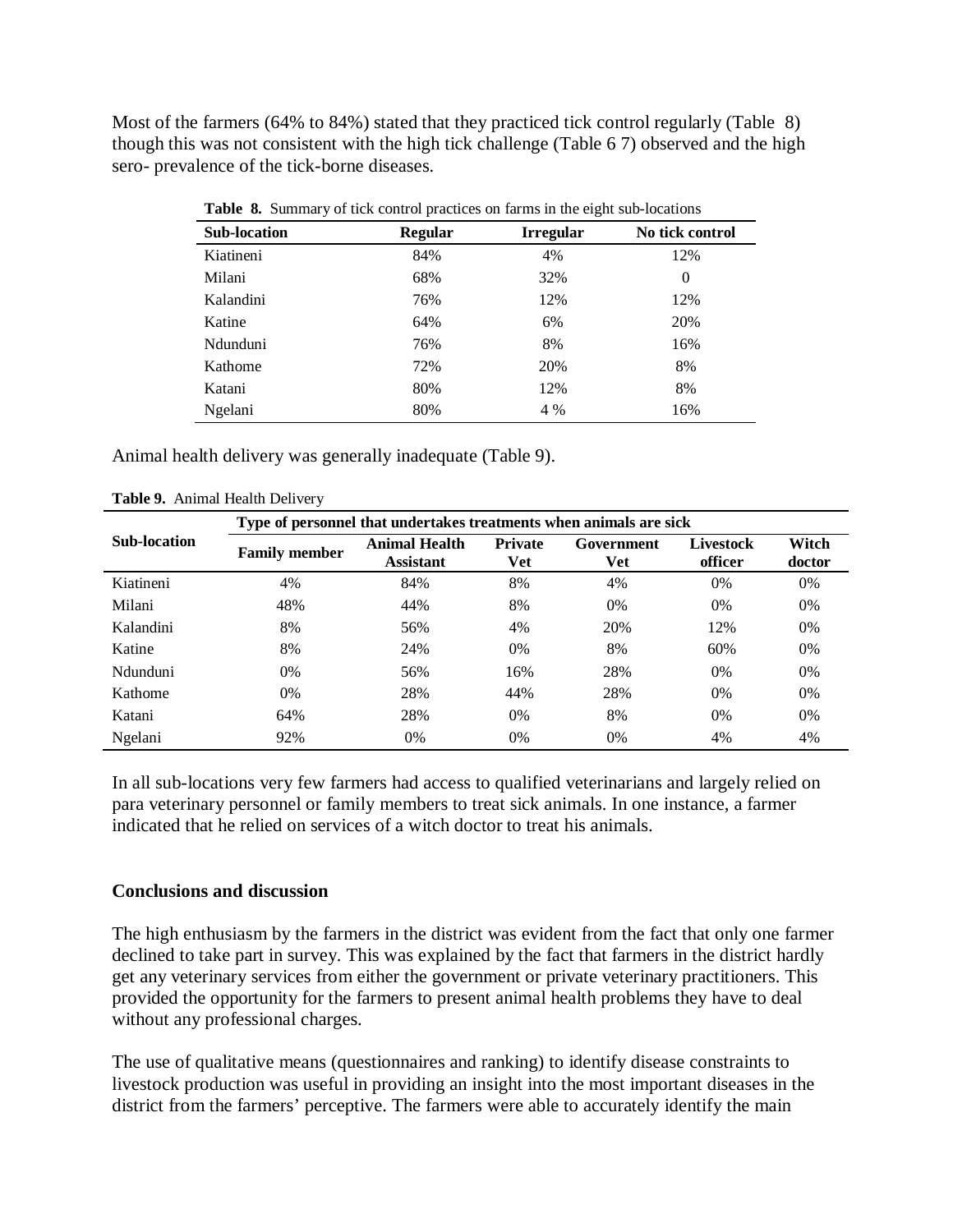Most of the farmers (64% to 84%) stated that they practiced tick control regularly (Table 8) though this was not consistent with the high tick challenge (Table 6 7) observed and the high sero- prevalence of the tick-borne diseases.

**Table 8.** Summary of tick control practices on farms in the eight sub-locations

| Sub-location | Regular | Irregular | No tick control |
|---|---|---|---|
| Kiatineni | 84% | 4% | 12% |
| Milani | 68% | 32% | 0 |
| Kalandini | 76% | 12% | 12% |
| Katine | 64% | 6% | 20% |
| Ndunduni | 76% | 8% | 16% |
| Kathome | 72% | 20% | 8% |
| Katani | 80% | 12% | 8% |
| Ngelani | 80% | 4 % | 16% |

Animal health delivery was generally inadequate (Table 9).

**Table 9.** Animal Health Delivery

| Sub-location | Type of personnel that undertakes treatments when animals are sick | | | | | |
|---|---|---|---|---|---|---|
| | Family member | Animal Health Assistant | Private Vet | Government Vet | Livestock officer | Witch doctor |
| Kiatineni | 4% | 84% | 8% | 4% | 0% | 0% |
| Milani | 48% | 44% | 8% | 0% | 0% | 0% |
| Kalandini | 8% | 56% | 4% | 20% | 12% | 0% |
| Katine | 8% | 24% | 0% | 8% | 60% | 0% |
| Ndunduni | 0% | 56% | 16% | 28% | 0% | 0% |
| Kathome | 0% | 28% | 44% | 28% | 0% | 0% |
| Katani | 64% | 28% | 0% | 8% | 0% | 0% |
| Ngelani | 92% | 0% | 0% | 0% | 4% | 4% |

In all sub-locations very few farmers had access to qualified veterinarians and largely relied on para veterinary personnel or family members to treat sick animals. In one instance, a farmer indicated that he relied on services of a witch doctor to treat his animals.

## Conclusions and discussion

The high enthusiasm by the farmers in the district was evident from the fact that only one farmer declined to take part in survey. This was explained by the fact that farmers in the district hardly get any veterinary services from either the government or private veterinary practitioners. This provided the opportunity for the farmers to present animal health problems they have to deal without any professional charges.

The use of qualitative means (questionnaires and ranking) to identify disease constraints to livestock production was useful in providing an insight into the most important diseases in the district from the farmers' perceptive. The farmers were able to accurately identify the main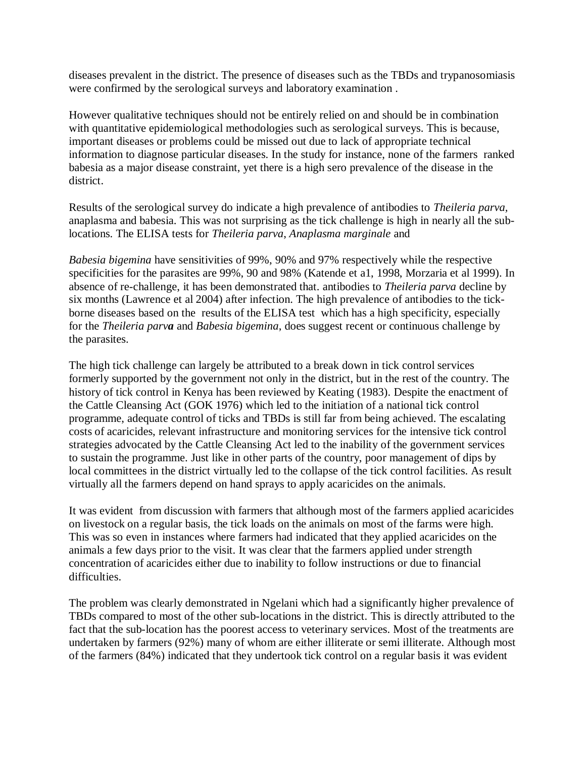diseases prevalent in the district. The presence of diseases such as the TBDs and trypanosomiasis were confirmed by the serological surveys and laboratory examination .

However qualitative techniques should not be entirely relied on and should be in combination with quantitative epidemiological methodologies such as serological surveys. This is because, important diseases or problems could be missed out due to lack of appropriate technical information to diagnose particular diseases. In the study for instance, none of the farmers ranked babesia as a major disease constraint, yet there is a high sero prevalence of the disease in the district.

Results of the serological survey do indicate a high prevalence of antibodies to *Theileria parva*, anaplasma and babesia. This was not surprising as the tick challenge is high in nearly all the sub-locations. The ELISA tests for *Theileria parva*, *Anaplasma marginale* and

*Babesia bigemina* have sensitivities of 99%, 90% and 97% respectively while the respective specificities for the parasites are 99%, 90 and 98% (Katende et a1, 1998, Morzaria et al 1999). In absence of re-challenge, it has been demonstrated that. antibodies to *Theileria parva* decline by six months (Lawrence et al 2004) after infection. The high prevalence of antibodies to the tick-borne diseases based on the results of the ELISA test which has a high specificity, especially for the *Theileria parva* and *Babesia bigemina*, does suggest recent or continuous challenge by the parasites.

The high tick challenge can largely be attributed to a break down in tick control services formerly supported by the government not only in the district, but in the rest of the country. The history of tick control in Kenya has been reviewed by Keating (1983). Despite the enactment of the Cattle Cleansing Act (GOK 1976) which led to the initiation of a national tick control programme, adequate control of ticks and TBDs is still far from being achieved. The escalating costs of acaricides, relevant infrastructure and monitoring services for the intensive tick control strategies advocated by the Cattle Cleansing Act led to the inability of the government services to sustain the programme. Just like in other parts of the country, poor management of dips by local committees in the district virtually led to the collapse of the tick control facilities. As result virtually all the farmers depend on hand sprays to apply acaricides on the animals.

It was evident from discussion with farmers that although most of the farmers applied acaricides on livestock on a regular basis, the tick loads on the animals on most of the farms were high. This was so even in instances where farmers had indicated that they applied acaricides on the animals a few days prior to the visit. It was clear that the farmers applied under strength concentration of acaricides either due to inability to follow instructions or due to financial difficulties.

The problem was clearly demonstrated in Ngelani which had a significantly higher prevalence of TBDs compared to most of the other sub-locations in the district. This is directly attributed to the fact that the sub-location has the poorest access to veterinary services. Most of the treatments are undertaken by farmers (92%) many of whom are either illiterate or semi illiterate. Although most of the farmers (84%) indicated that they undertook tick control on a regular basis it was evident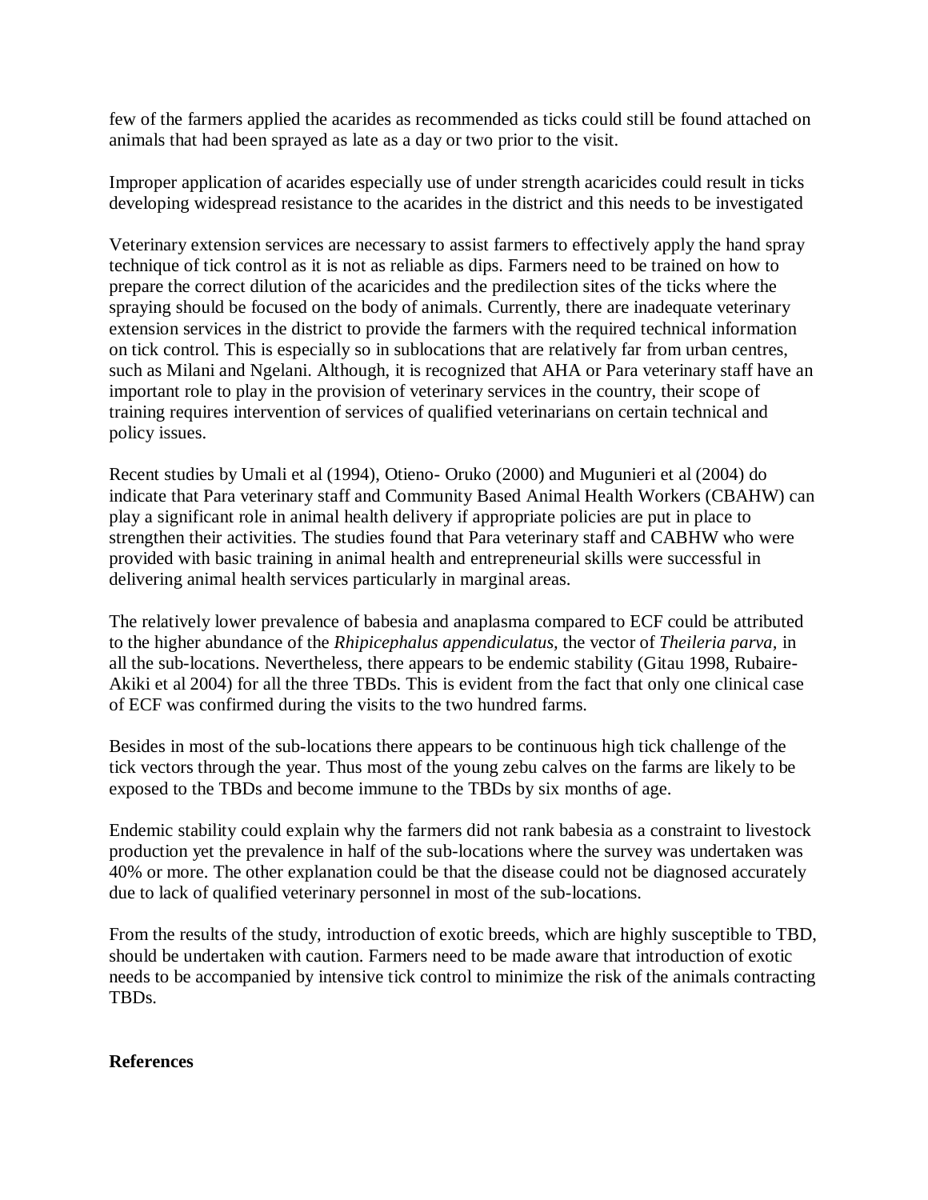few of the farmers applied the acarides as recommended as ticks could still be found attached on animals that had been sprayed as late as a day or two prior to the visit.

Improper application of acarides especially use of under strength acaricides could result in ticks developing widespread resistance to the acarides in the district and this needs to be investigated

Veterinary extension services are necessary to assist farmers to effectively apply the hand spray technique of tick control as it is not as reliable as dips. Farmers need to be trained on how to prepare the correct dilution of the acaricides and the predilection sites of the ticks where the spraying should be focused on the body of animals. Currently, there are inadequate veterinary extension services in the district to provide the farmers with the required technical information on tick control. This is especially so in sublocations that are relatively far from urban centres, such as Milani and Ngelani. Although, it is recognized that AHA or Para veterinary staff have an important role to play in the provision of veterinary services in the country, their scope of training requires intervention of services of qualified veterinarians on certain technical and policy issues.

Recent studies by Umali et al (1994), Otieno- Oruko (2000) and Mugunieri et al (2004) do indicate that Para veterinary staff and Community Based Animal Health Workers (CBAHW) can play a significant role in animal health delivery if appropriate policies are put in place to strengthen their activities. The studies found that Para veterinary staff and CABHW who were provided with basic training in animal health and entrepreneurial skills were successful in delivering animal health services particularly in marginal areas.

The relatively lower prevalence of babesia and anaplasma compared to ECF could be attributed to the higher abundance of the *Rhipicephalus appendiculatus,* the vector of *Theileria parva,* in all the sub-locations. Nevertheless, there appears to be endemic stability (Gitau 1998, Rubaire-Akiki et al 2004) for all the three TBDs. This is evident from the fact that only one clinical case of ECF was confirmed during the visits to the two hundred farms.

Besides in most of the sub-locations there appears to be continuous high tick challenge of the tick vectors through the year. Thus most of the young zebu calves on the farms are likely to be exposed to the TBDs and become immune to the TBDs by six months of age.

Endemic stability could explain why the farmers did not rank babesia as a constraint to livestock production yet the prevalence in half of the sub-locations where the survey was undertaken was 40% or more. The other explanation could be that the disease could not be diagnosed accurately due to lack of qualified veterinary personnel in most of the sub-locations.

From the results of the study, introduction of exotic breeds, which are highly susceptible to TBD, should be undertaken with caution. Farmers need to be made aware that introduction of exotic needs to be accompanied by intensive tick control to minimize the risk of the animals contracting TBDs.

## References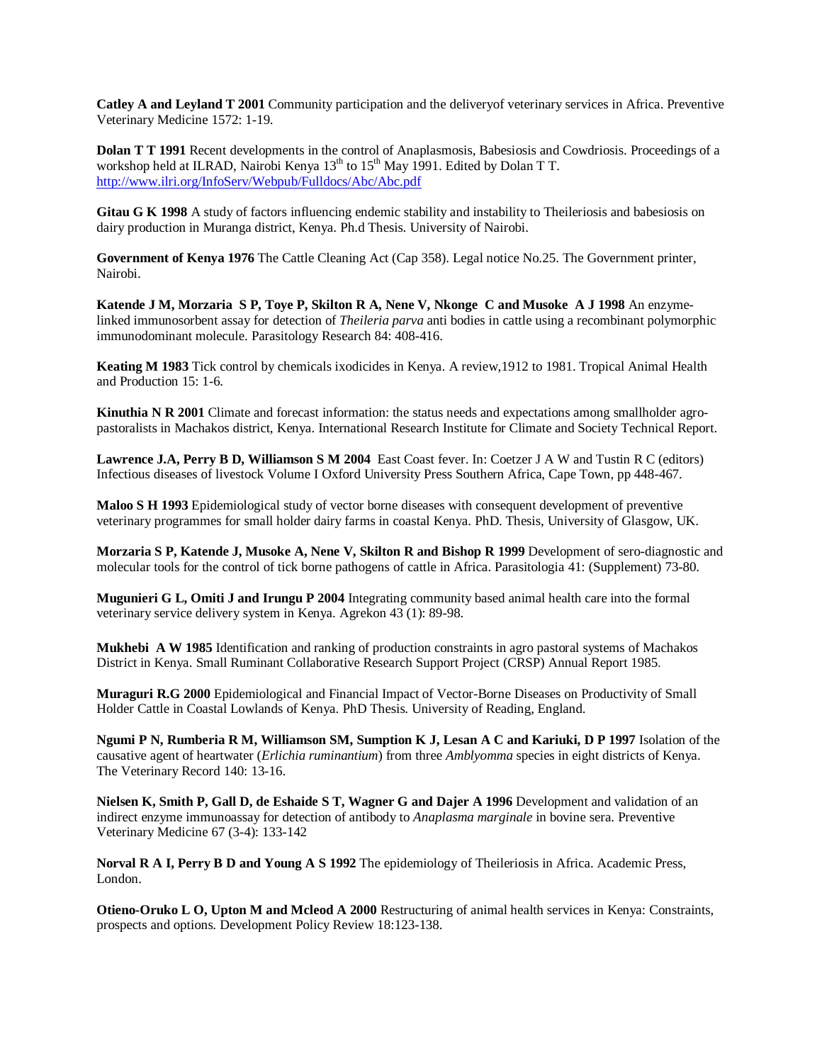**Catley A and Leyland T 2001** Community participation and the deliveryof veterinary services in Africa. Preventive Veterinary Medicine 1572: 1-19.

**Dolan T T 1991** Recent developments in the control of Anaplasmosis, Babesiosis and Cowdriosis. Proceedings of a workshop held at ILRAD, Nairobi Kenya 13th to 15th May 1991. Edited by Dolan T T. http://www.ilri.org/InfoServ/Webpub/Fulldocs/Abc/Abc.pdf

**Gitau G K 1998** A study of factors influencing endemic stability and instability to Theileriosis and babesiosis on dairy production in Muranga district, Kenya. Ph.d Thesis. University of Nairobi.

**Government of Kenya 1976** The Cattle Cleaning Act (Cap 358). Legal notice No.25. The Government printer, Nairobi.

**Katende J M, Morzaria S P, Toye P, Skilton R A, Nene V, Nkonge C and Musoke A J 1998** An enzyme-linked immunosorbent assay for detection of *Theileria parva* anti bodies in cattle using a recombinant polymorphic immunodominant molecule. Parasitology Research 84: 408-416.

**Keating M 1983** Tick control by chemicals ixodicides in Kenya. A review,1912 to 1981. Tropical Animal Health and Production 15: 1-6.

**Kinuthia N R 2001** Climate and forecast information: the status needs and expectations among smallholder agro-pastoralists in Machakos district, Kenya. International Research Institute for Climate and Society Technical Report.

**Lawrence J.A, Perry B D, Williamson S M 2004** East Coast fever. In: Coetzer J A W and Tustin R C (editors) Infectious diseases of livestock Volume I Oxford University Press Southern Africa, Cape Town, pp 448-467.

**Maloo S H 1993** Epidemiological study of vector borne diseases with consequent development of preventive veterinary programmes for small holder dairy farms in coastal Kenya. PhD. Thesis, University of Glasgow, UK.

**Morzaria S P, Katende J, Musoke A, Nene V, Skilton R and Bishop R 1999** Development of sero-diagnostic and molecular tools for the control of tick borne pathogens of cattle in Africa. Parasitologia 41: (Supplement) 73-80.

**Mugunieri G L, Omiti J and Irungu P 2004** Integrating community based animal health care into the formal veterinary service delivery system in Kenya. Agrekon 43 (1): 89-98.

**Mukhebi A W 1985** Identification and ranking of production constraints in agro pastoral systems of Machakos District in Kenya. Small Ruminant Collaborative Research Support Project (CRSP) Annual Report 1985.

**Muraguri R.G 2000** Epidemiological and Financial Impact of Vector-Borne Diseases on Productivity of Small Holder Cattle in Coastal Lowlands of Kenya. PhD Thesis. University of Reading, England.

**Ngumi P N, Rumberia R M, Williamson SM, Sumption K J, Lesan A C and Kariuki, D P 1997** Isolation of the causative agent of heartwater (*Erlichia ruminantium*) from three *Amblyomma* species in eight districts of Kenya. The Veterinary Record 140: 13-16.

**Nielsen K, Smith P, Gall D, de Eshaide S T, Wagner G and Dajer A 1996** Development and validation of an indirect enzyme immunoassay for detection of antibody to *Anaplasma marginale* in bovine sera. Preventive Veterinary Medicine 67 (3-4): 133-142

**Norval R A I, Perry B D and Young A S 1992** The epidemiology of Theileriosis in Africa. Academic Press, London.

**Otieno-Oruko L O, Upton M and Mcleod A 2000** Restructuring of animal health services in Kenya: Constraints, prospects and options. Development Policy Review 18:123-138.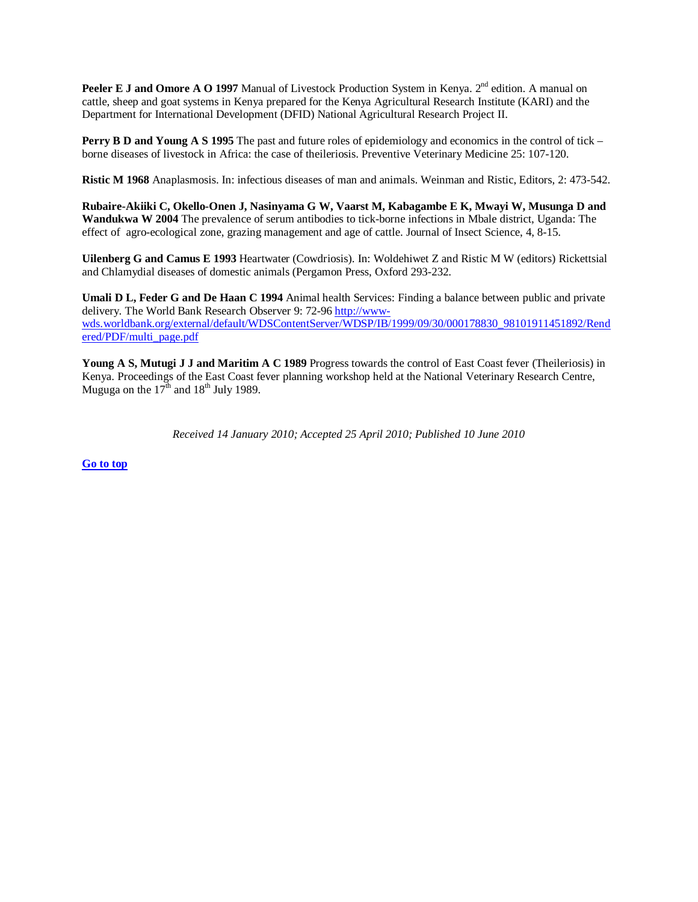**Peeler E J and Omore A O 1997** Manual of Livestock Production System in Kenya. 2nd edition. A manual on cattle, sheep and goat systems in Kenya prepared for the Kenya Agricultural Research Institute (KARI) and the Department for International Development (DFID) National Agricultural Research Project II.

**Perry B D and Young A S 1995** The past and future roles of epidemiology and economics in the control of tick – borne diseases of livestock in Africa: the case of theileriosis. Preventive Veterinary Medicine 25: 107-120.

**Ristic M 1968** Anaplasmosis. In: infectious diseases of man and animals. Weinman and Ristic, Editors, 2: 473-542.

**Rubaire-Akiiki C, Okello-Onen J, Nasinyama G W, Vaarst M, Kabagambe E K, Mwayi W, Musunga D and Wandukwa W 2004** The prevalence of serum antibodies to tick-borne infections in Mbale district, Uganda: The effect of agro-ecological zone, grazing management and age of cattle. Journal of Insect Science, 4, 8-15.

**Uilenberg G and Camus E 1993** Heartwater (Cowdriosis). In: Woldehiwet Z and Ristic M W (editors) Rickettsial and Chlamydial diseases of domestic animals (Pergamon Press, Oxford 293-232.

**Umali D L, Feder G and De Haan C 1994** Animal health Services: Finding a balance between public and private delivery. The World Bank Research Observer 9: 72-96 [http://www-wds.worldbank.org/external/default/WDSContentServer/WDSP/IB/1999/09/30/000178830_98101911451892/Rendered/PDF/multi_page.pdf](http://www-wds.worldbank.org/external/default/WDSContentServer/WDSP/IB/1999/09/30/000178830_98101911451892/Rendered/PDF/multi_page.pdf)

**Young A S, Mutugi J J and Maritim A C 1989** Progress towards the control of East Coast fever (Theileriosis) in Kenya. Proceedings of the East Coast fever planning workshop held at the National Veterinary Research Centre, Muguga on the 17th and 18th July 1989.

*Received 14 January 2010; Accepted 25 April 2010; Published 10 June 2010*

**Go to top**